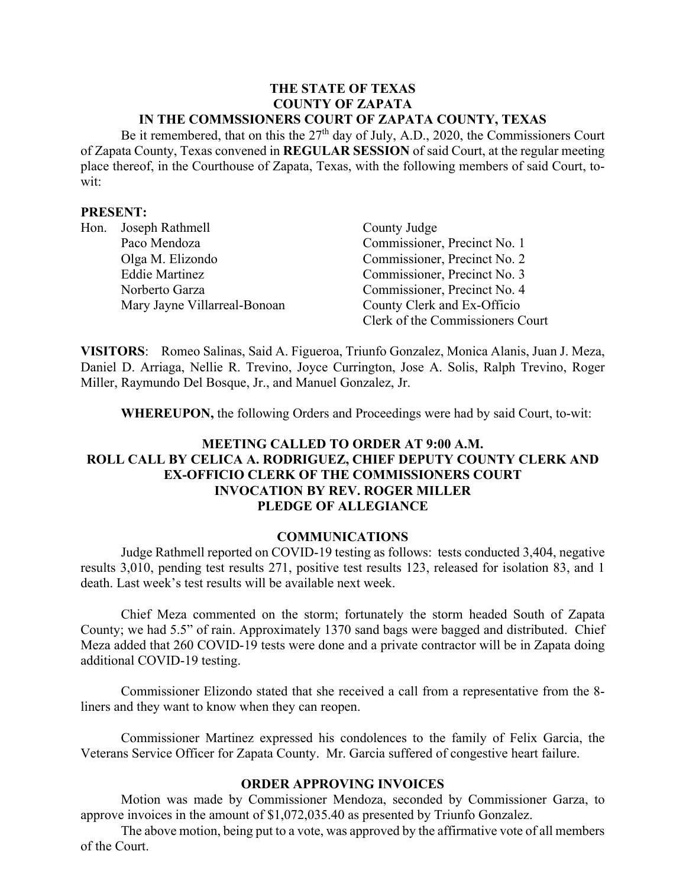**THE STATE OF TEXAS**
**COUNTY OF ZAPATA**
**IN THE COMMSSIONERS COURT OF ZAPATA COUNTY, TEXAS**

Be it remembered, that on this the 27th day of July, A.D., 2020, the Commissioners Court of Zapata County, Texas convened in **REGULAR SESSION** of said Court, at the regular meeting place thereof, in the Courthouse of Zapata, Texas, with the following members of said Court, to-wit:

**PRESENT:**

| | | |
|---|---|---|
| Hon. | Joseph Rathmell | County Judge |
| | Paco Mendoza | Commissioner, Precinct No. 1 |
| | Olga M. Elizondo | Commissioner, Precinct No. 2 |
| | Eddie Martinez | Commissioner, Precinct No. 3 |
| | Norberto Garza | Commissioner, Precinct No. 4 |
| | Mary Jayne Villarreal-Bonoan | County Clerk and Ex-Officio Clerk of the Commissioners Court |

**VISITORS**: Romeo Salinas, Said A. Figueroa, Triunfo Gonzalez, Monica Alanis, Juan J. Meza, Daniel D. Arriaga, Nellie R. Trevino, Joyce Currington, Jose A. Solis, Ralph Trevino, Roger Miller, Raymundo Del Bosque, Jr., and Manuel Gonzalez, Jr.

**WHEREUPON,** the following Orders and Proceedings were had by said Court, to-wit:

**MEETING CALLED TO ORDER AT 9:00 A.M.**
**ROLL CALL BY CELICA A. RODRIGUEZ, CHIEF DEPUTY COUNTY CLERK AND EX-OFFICIO CLERK OF THE COMMISSIONERS COURT**
**INVOCATION BY REV. ROGER MILLER**
**PLEDGE OF ALLEGIANCE**

**COMMUNICATIONS**

Judge Rathmell reported on COVID-19 testing as follows: tests conducted 3,404, negative results 3,010, pending test results 271, positive test results 123, released for isolation 83, and 1 death. Last week's test results will be available next week.

Chief Meza commented on the storm; fortunately the storm headed South of Zapata County; we had 5.5" of rain. Approximately 1370 sand bags were bagged and distributed. Chief Meza added that 260 COVID-19 tests were done and a private contractor will be in Zapata doing additional COVID-19 testing.

Commissioner Elizondo stated that she received a call from a representative from the 8-liners and they want to know when they can reopen.

Commissioner Martinez expressed his condolences to the family of Felix Garcia, the Veterans Service Officer for Zapata County. Mr. Garcia suffered of congestive heart failure.

**ORDER APPROVING INVOICES**

Motion was made by Commissioner Mendoza, seconded by Commissioner Garza, to approve invoices in the amount of $1,072,035.40 as presented by Triunfo Gonzalez.

The above motion, being put to a vote, was approved by the affirmative vote of all members of the Court.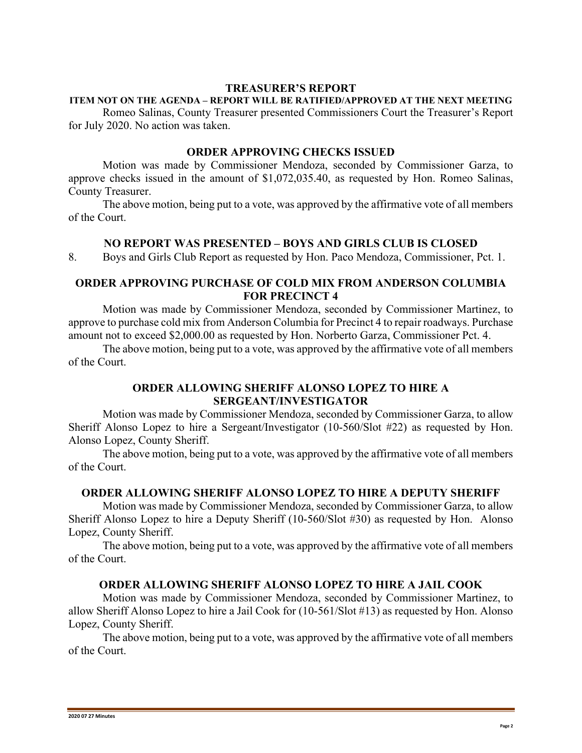## TREASURER'S REPORT

**ITEM NOT ON THE AGENDA – REPORT WILL BE RATIFIED/APPROVED AT THE NEXT MEETING**

Romeo Salinas, County Treasurer presented Commissioners Court the Treasurer's Report for July 2020. No action was taken.

## ORDER APPROVING CHECKS ISSUED

Motion was made by Commissioner Mendoza, seconded by Commissioner Garza, to approve checks issued in the amount of $1,072,035.40, as requested by Hon. Romeo Salinas, County Treasurer.

The above motion, being put to a vote, was approved by the affirmative vote of all members of the Court.

## NO REPORT WAS PRESENTED – BOYS AND GIRLS CLUB IS CLOSED

8. Boys and Girls Club Report as requested by Hon. Paco Mendoza, Commissioner, Pct. 1.

## ORDER APPROVING PURCHASE OF COLD MIX FROM ANDERSON COLUMBIA FOR PRECINCT 4

Motion was made by Commissioner Mendoza, seconded by Commissioner Martinez, to approve to purchase cold mix from Anderson Columbia for Precinct 4 to repair roadways. Purchase amount not to exceed $2,000.00 as requested by Hon. Norberto Garza, Commissioner Pct. 4.

The above motion, being put to a vote, was approved by the affirmative vote of all members of the Court.

## ORDER ALLOWING SHERIFF ALONSO LOPEZ TO HIRE A SERGEANT/INVESTIGATOR

Motion was made by Commissioner Mendoza, seconded by Commissioner Garza, to allow Sheriff Alonso Lopez to hire a Sergeant/Investigator (10-560/Slot #22) as requested by Hon. Alonso Lopez, County Sheriff.

The above motion, being put to a vote, was approved by the affirmative vote of all members of the Court.

## ORDER ALLOWING SHERIFF ALONSO LOPEZ TO HIRE A DEPUTY SHERIFF

Motion was made by Commissioner Mendoza, seconded by Commissioner Garza, to allow Sheriff Alonso Lopez to hire a Deputy Sheriff (10-560/Slot #30) as requested by Hon. Alonso Lopez, County Sheriff.

The above motion, being put to a vote, was approved by the affirmative vote of all members of the Court.

## ORDER ALLOWING SHERIFF ALONSO LOPEZ TO HIRE A JAIL COOK

Motion was made by Commissioner Mendoza, seconded by Commissioner Martinez, to allow Sheriff Alonso Lopez to hire a Jail Cook for (10-561/Slot #13) as requested by Hon. Alonso Lopez, County Sheriff.

The above motion, being put to a vote, was approved by the affirmative vote of all members of the Court.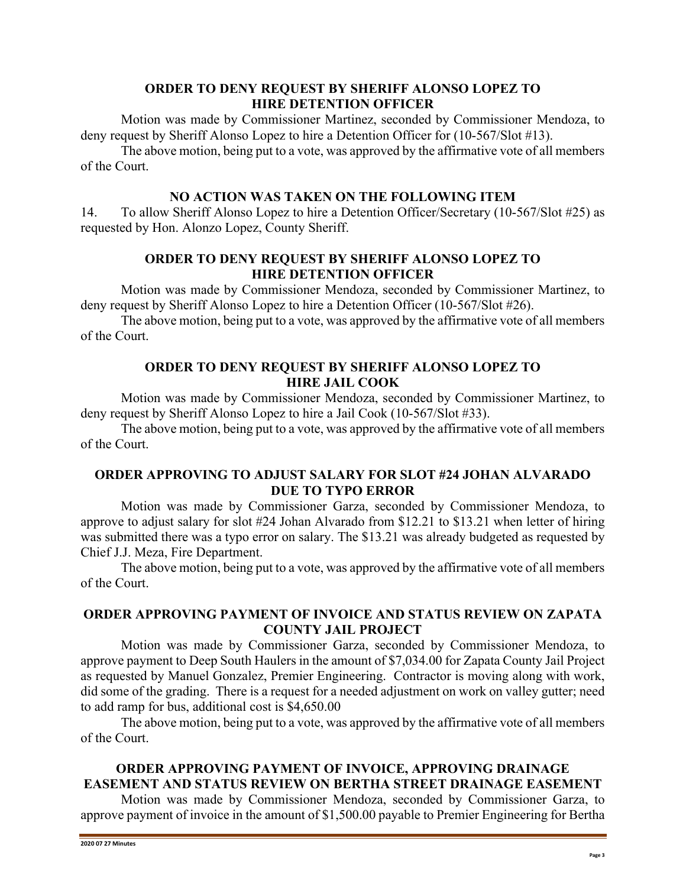**ORDER TO DENY REQUEST BY SHERIFF ALONSO LOPEZ TO HIRE DETENTION OFFICER**

Motion was made by Commissioner Martinez, seconded by Commissioner Mendoza, to deny request by Sheriff Alonso Lopez to hire a Detention Officer for (10-567/Slot #13).

The above motion, being put to a vote, was approved by the affirmative vote of all members of the Court.

**NO ACTION WAS TAKEN ON THE FOLLOWING ITEM**

14. To allow Sheriff Alonso Lopez to hire a Detention Officer/Secretary (10-567/Slot #25) as requested by Hon. Alonzo Lopez, County Sheriff.

**ORDER TO DENY REQUEST BY SHERIFF ALONSO LOPEZ TO HIRE DETENTION OFFICER**

Motion was made by Commissioner Mendoza, seconded by Commissioner Martinez, to deny request by Sheriff Alonso Lopez to hire a Detention Officer (10-567/Slot #26).

The above motion, being put to a vote, was approved by the affirmative vote of all members of the Court.

**ORDER TO DENY REQUEST BY SHERIFF ALONSO LOPEZ TO HIRE JAIL COOK**

Motion was made by Commissioner Mendoza, seconded by Commissioner Martinez, to deny request by Sheriff Alonso Lopez to hire a Jail Cook (10-567/Slot #33).

The above motion, being put to a vote, was approved by the affirmative vote of all members of the Court.

**ORDER APPROVING TO ADJUST SALARY FOR SLOT #24 JOHAN ALVARADO DUE TO TYPO ERROR**

Motion was made by Commissioner Garza, seconded by Commissioner Mendoza, to approve to adjust salary for slot #24 Johan Alvarado from $12.21 to $13.21 when letter of hiring was submitted there was a typo error on salary. The $13.21 was already budgeted as requested by Chief J.J. Meza, Fire Department.

The above motion, being put to a vote, was approved by the affirmative vote of all members of the Court.

**ORDER APPROVING PAYMENT OF INVOICE AND STATUS REVIEW ON ZAPATA COUNTY JAIL PROJECT**

Motion was made by Commissioner Garza, seconded by Commissioner Mendoza, to approve payment to Deep South Haulers in the amount of $7,034.00 for Zapata County Jail Project as requested by Manuel Gonzalez, Premier Engineering. Contractor is moving along with work, did some of the grading. There is a request for a needed adjustment on work on valley gutter; need to add ramp for bus, additional cost is $4,650.00

The above motion, being put to a vote, was approved by the affirmative vote of all members of the Court.

**ORDER APPROVING PAYMENT OF INVOICE, APPROVING DRAINAGE EASEMENT AND STATUS REVIEW ON BERTHA STREET DRAINAGE EASEMENT**

Motion was made by Commissioner Mendoza, seconded by Commissioner Garza, to approve payment of invoice in the amount of $1,500.00 payable to Premier Engineering for Bertha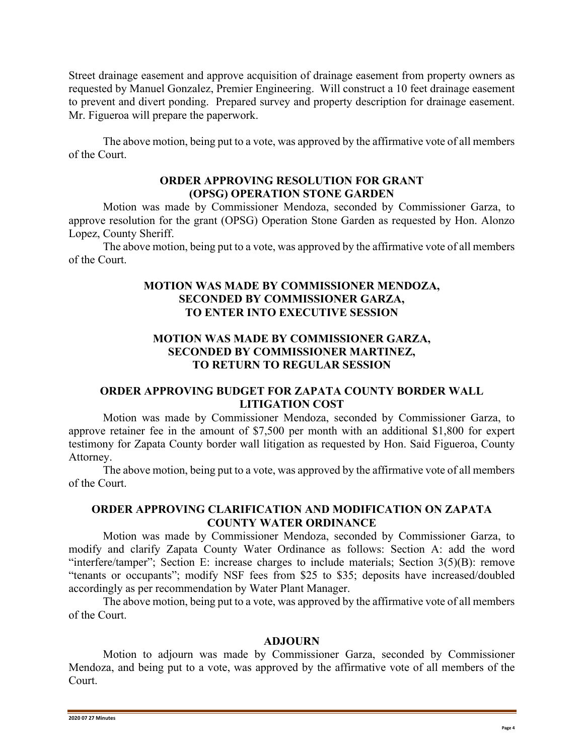Street drainage easement and approve acquisition of drainage easement from property owners as requested by Manuel Gonzalez, Premier Engineering. Will construct a 10 feet drainage easement to prevent and divert ponding. Prepared survey and property description for drainage easement. Mr. Figueroa will prepare the paperwork.

The above motion, being put to a vote, was approved by the affirmative vote of all members of the Court.

**ORDER APPROVING RESOLUTION FOR GRANT (OPSG) OPERATION STONE GARDEN**

Motion was made by Commissioner Mendoza, seconded by Commissioner Garza, to approve resolution for the grant (OPSG) Operation Stone Garden as requested by Hon. Alonzo Lopez, County Sheriff.

The above motion, being put to a vote, was approved by the affirmative vote of all members of the Court.

**MOTION WAS MADE BY COMMISSIONER MENDOZA, SECONDED BY COMMISSIONER GARZA, TO ENTER INTO EXECUTIVE SESSION**

**MOTION WAS MADE BY COMMISSIONER GARZA, SECONDED BY COMMISSIONER MARTINEZ, TO RETURN TO REGULAR SESSION**

**ORDER APPROVING BUDGET FOR ZAPATA COUNTY BORDER WALL LITIGATION COST**

Motion was made by Commissioner Mendoza, seconded by Commissioner Garza, to approve retainer fee in the amount of $7,500 per month with an additional $1,800 for expert testimony for Zapata County border wall litigation as requested by Hon. Said Figueroa, County Attorney.

The above motion, being put to a vote, was approved by the affirmative vote of all members of the Court.

**ORDER APPROVING CLARIFICATION AND MODIFICATION ON ZAPATA COUNTY WATER ORDINANCE**

Motion was made by Commissioner Mendoza, seconded by Commissioner Garza, to modify and clarify Zapata County Water Ordinance as follows: Section A: add the word "interfere/tamper"; Section E: increase charges to include materials; Section 3(5)(B): remove "tenants or occupants"; modify NSF fees from $25 to $35; deposits have increased/doubled accordingly as per recommendation by Water Plant Manager.

The above motion, being put to a vote, was approved by the affirmative vote of all members of the Court.

**ADJOURN**

Motion to adjourn was made by Commissioner Garza, seconded by Commissioner Mendoza, and being put to a vote, was approved by the affirmative vote of all members of the Court.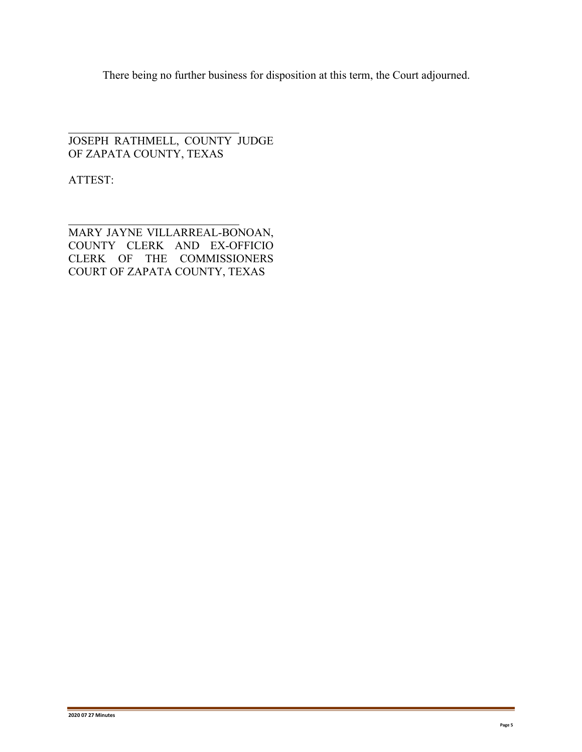There being no further business for disposition at this term, the Court adjourned.

\_\_\_\_\_\_\_\_\_\_\_\_\_\_\_\_\_\_\_\_\_\_\_\_\_\_\_\_\_\_

JOSEPH RATHMELL, COUNTY JUDGE OF ZAPATA COUNTY, TEXAS

ATTEST:

\_\_\_\_\_\_\_\_\_\_\_\_\_\_\_\_\_\_\_\_\_\_\_\_\_\_\_\_\_\_

MARY JAYNE VILLARREAL-BONOAN, COUNTY CLERK AND EX-OFFICIO CLERK OF THE COMMISSIONERS COURT OF ZAPATA COUNTY, TEXAS